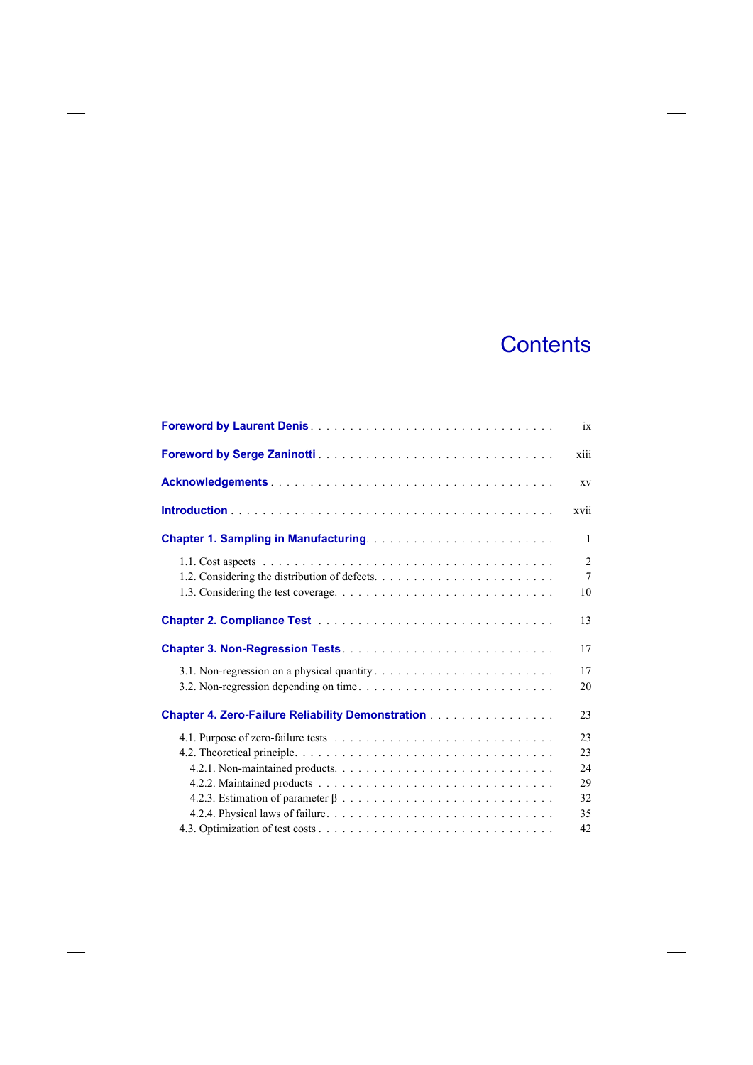# Contents

**Foreword by Laurent Denis** . . . . . . . . . . . . . . . . . . . . . . . . . . . . . . ix

**Foreword by Serge Zaninotti** . . . . . . . . . . . . . . . . . . . . . . . . . . . . . xiii

**Acknowledgements** . . . . . . . . . . . . . . . . . . . . . . . . . . . . . . . . . . xv

**Introduction** . . . . . . . . . . . . . . . . . . . . . . . . . . . . . . . . . . . . . xvii

**Chapter 1. Sampling in Manufacturing** . . . . . . . . . . . . . . . . . . . . . . . . 1

- 1.1. Cost aspects . . . . . . . . . . . . . . . . . . . . . . . . . . . . . . . . . . . 2
- 1.2. Considering the distribution of defects . . . . . . . . . . . . . . . . . . . . . . 7
- 1.3. Considering the test coverage . . . . . . . . . . . . . . . . . . . . . . . . . . 10

**Chapter 2. Compliance Test** . . . . . . . . . . . . . . . . . . . . . . . . . . . . . 13

**Chapter 3. Non-Regression Tests** . . . . . . . . . . . . . . . . . . . . . . . . . . 17

- 3.1. Non-regression on a physical quantity . . . . . . . . . . . . . . . . . . . . . . 17
- 3.2. Non-regression depending on time . . . . . . . . . . . . . . . . . . . . . . . . 20

**Chapter 4. Zero-Failure Reliability Demonstration** . . . . . . . . . . . . . . . . 23

- 4.1. Purpose of zero-failure tests . . . . . . . . . . . . . . . . . . . . . . . . . . 23
- 4.2. Theoretical principle . . . . . . . . . . . . . . . . . . . . . . . . . . . . . . . 23
  - 4.2.1. Non-maintained products . . . . . . . . . . . . . . . . . . . . . . . . . . 24
  - 4.2.2. Maintained products . . . . . . . . . . . . . . . . . . . . . . . . . . . . 29
  - 4.2.3. Estimation of parameter $\beta$ . . . . . . . . . . . . . . . . . . . . . . . 32
  - 4.2.4. Physical laws of failure . . . . . . . . . . . . . . . . . . . . . . . . . . 35
- 4.3. Optimization of test costs . . . . . . . . . . . . . . . . . . . . . . . . . . . . 42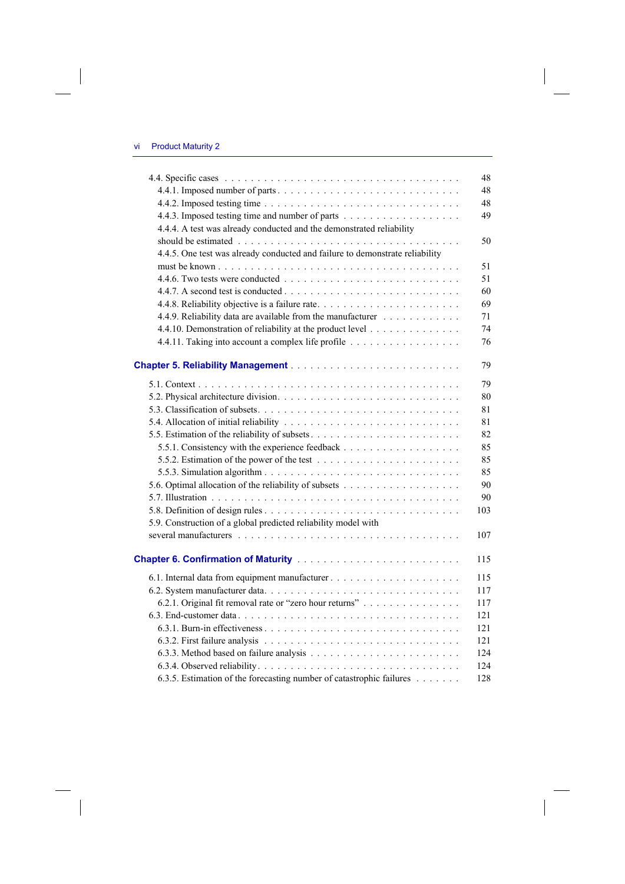4.4. Specific cases . . . . . . . . . . 48
 4.4.1. Imposed number of parts . . . . . . . . . . 48
 4.4.2. Imposed testing time . . . . . . . . . . 48
 4.4.3. Imposed testing time and number of parts . . . . . . . . . . 49
 4.4.4. A test was already conducted and the demonstrated reliability should be estimated . . . . . . . . . . 50
 4.4.5. One test was already conducted and failure to demonstrate reliability must be known . . . . . . . . . . 51
 4.4.6. Two tests were conducted . . . . . . . . . . 51
 4.4.7. A second test is conducted . . . . . . . . . . 60
 4.4.8. Reliability objective is a failure rate . . . . . . . . . . 69
 4.4.9. Reliability data are available from the manufacturer . . . . . . . . . . 71
 4.4.10. Demonstration of reliability at the product level . . . . . . . . . . 74
 4.4.11. Taking into account a complex life profile . . . . . . . . . . 76

## Chapter 5. Reliability Management . . . . . . . . . . 79

5.1. Context . . . . . . . . . . 79
5.2. Physical architecture division . . . . . . . . . . 80
5.3. Classification of subsets . . . . . . . . . . 81
5.4. Allocation of initial reliability . . . . . . . . . . 81
5.5. Estimation of the reliability of subsets . . . . . . . . . . 82
 5.5.1. Consistency with the experience feedback . . . . . . . . . . 85
 5.5.2. Estimation of the power of the test . . . . . . . . . . 85
 5.5.3. Simulation algorithm . . . . . . . . . . 85
5.6. Optimal allocation of the reliability of subsets . . . . . . . . . . 90
5.7. Illustration . . . . . . . . . . 90
5.8. Definition of design rules . . . . . . . . . . 103
5.9. Construction of a global predicted reliability model with several manufacturers . . . . . . . . . . 107

## Chapter 6. Confirmation of Maturity . . . . . . . . . . 115

6.1. Internal data from equipment manufacturer . . . . . . . . . . 115
6.2. System manufacturer data . . . . . . . . . . 117
 6.2.1. Original fit removal rate or "zero hour returns" . . . . . . . . . . 117
6.3. End-customer data . . . . . . . . . . 121
 6.3.1. Burn-in effectiveness . . . . . . . . . . 121
 6.3.2. First failure analysis . . . . . . . . . . 121
 6.3.3. Method based on failure analysis . . . . . . . . . . 124
 6.3.4. Observed reliability . . . . . . . . . . 124
 6.3.5. Estimation of the forecasting number of catastrophic failures . . . . . . . . . . 128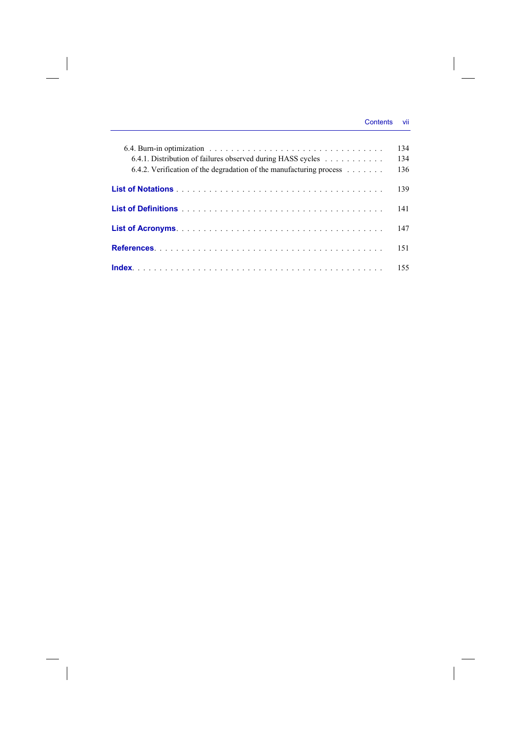6.4. Burn-in optimization . . . . . . . . . . . . . . . . . . . . . . . . . . . . . . . . 134

6.4.1. Distribution of failures observed during HASS cycles . . . . . . . . . . . 134

6.4.2. Verification of the degradation of the manufacturing process . . . . . . . 136

**List of Notations** . . . . . . . . . . . . . . . . . . . . . . . . . . . . . . . . . . . . 139

**List of Definitions** . . . . . . . . . . . . . . . . . . . . . . . . . . . . . . . . . . . 141

**List of Acronyms**. . . . . . . . . . . . . . . . . . . . . . . . . . . . . . . . . . . . 147

**References**. . . . . . . . . . . . . . . . . . . . . . . . . . . . . . . . . . . . . . . 151

**Index**. . . . . . . . . . . . . . . . . . . . . . . . . . . . . . . . . . . . . . . . . . 155